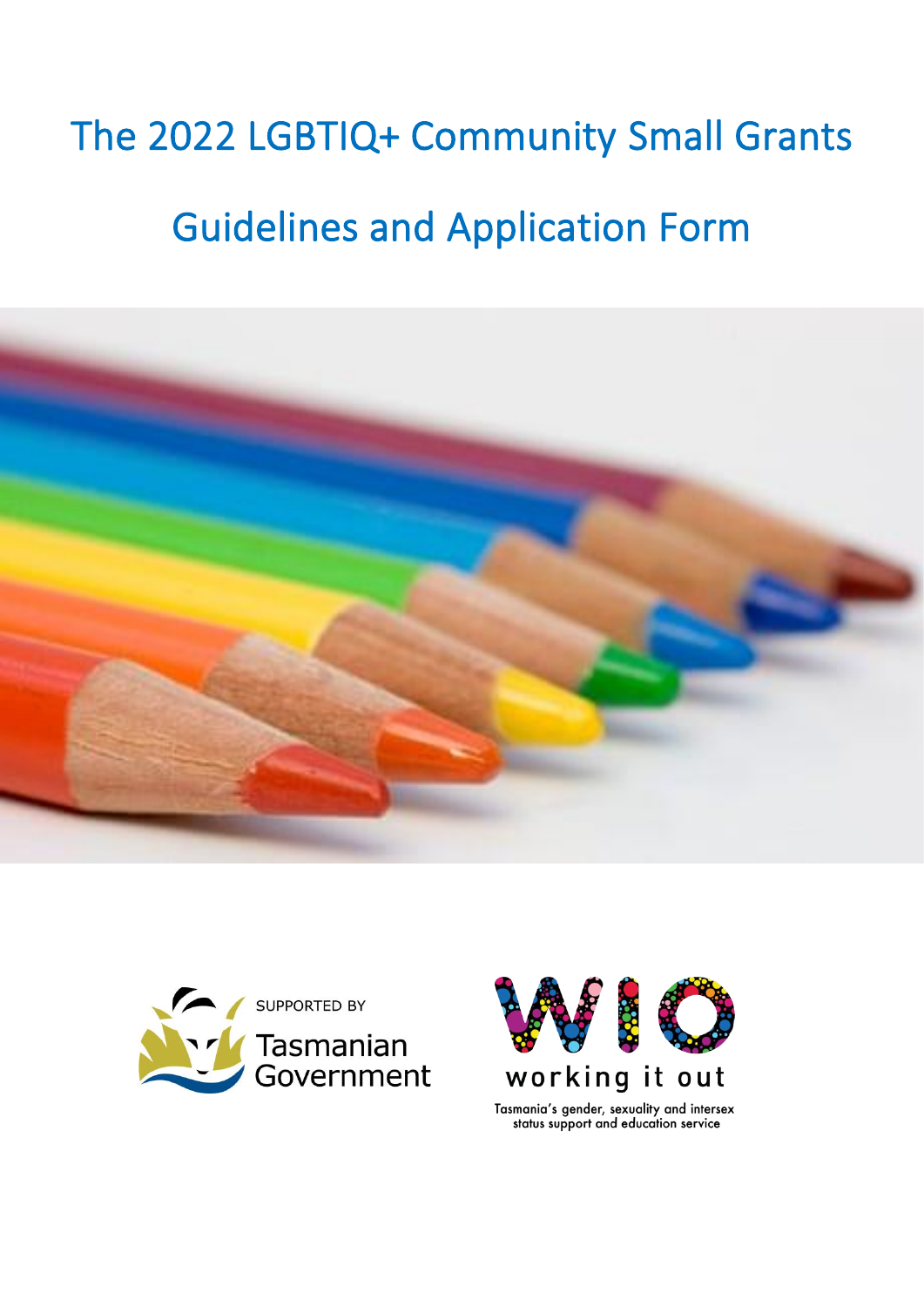# The 2022 LGBTIQ+ Community Small Grants

# Guidelines and Application Form

SUPPORTED BY
Tasmanian Government

working it out

Tasmania's gender, sexuality and intersex status support and education service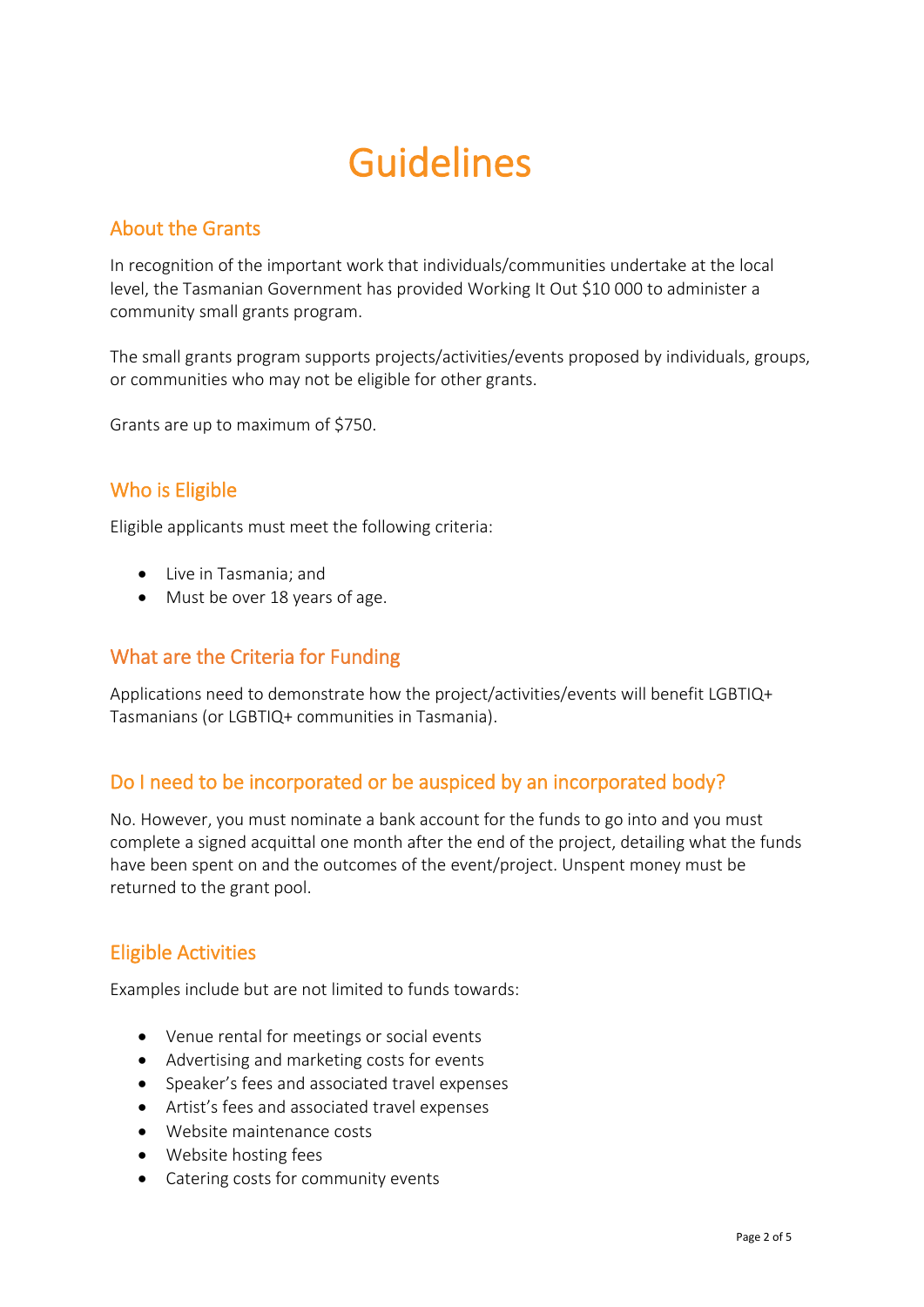# Guidelines

## About the Grants

In recognition of the important work that individuals/communities undertake at the local level, the Tasmanian Government has provided Working It Out $10 000 to administer a community small grants program.

The small grants program supports projects/activities/events proposed by individuals, groups, or communities who may not be eligible for other grants.

Grants are up to maximum of $750.

## Who is Eligible

Eligible applicants must meet the following criteria:

- Live in Tasmania; and
- Must be over 18 years of age.

## What are the Criteria for Funding

Applications need to demonstrate how the project/activities/events will benefit LGBTIQ+ Tasmanians (or LGBTIQ+ communities in Tasmania).

## Do I need to be incorporated or be auspiced by an incorporated body?

No. However, you must nominate a bank account for the funds to go into and you must complete a signed acquittal one month after the end of the project, detailing what the funds have been spent on and the outcomes of the event/project. Unspent money must be returned to the grant pool.

## Eligible Activities

Examples include but are not limited to funds towards:

- Venue rental for meetings or social events
- Advertising and marketing costs for events
- Speaker's fees and associated travel expenses
- Artist's fees and associated travel expenses
- Website maintenance costs
- Website hosting fees
- Catering costs for community events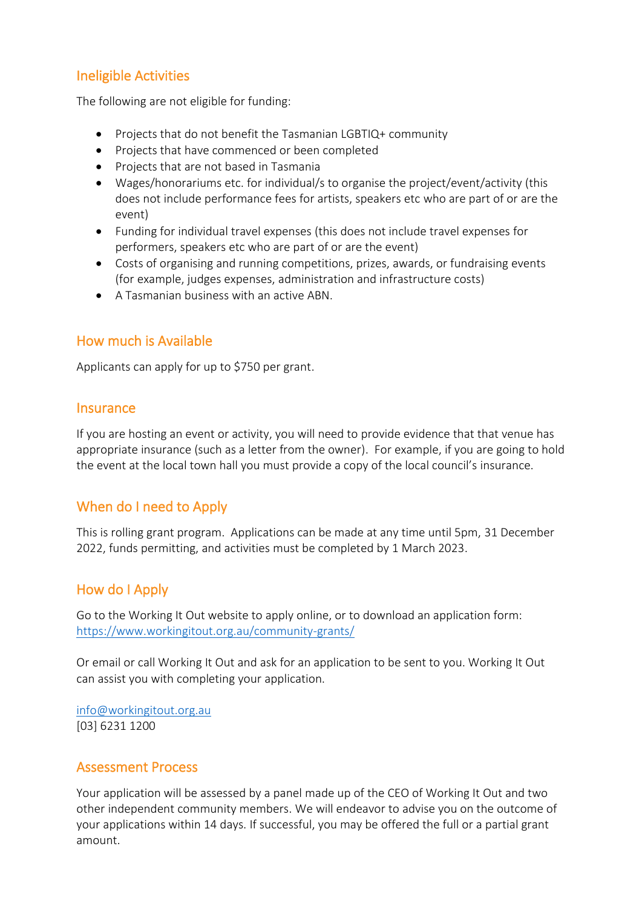## Ineligible Activities

The following are not eligible for funding:

- Projects that do not benefit the Tasmanian LGBTIQ+ community
- Projects that have commenced or been completed
- Projects that are not based in Tasmania
- Wages/honorariums etc. for individual/s to organise the project/event/activity (this does not include performance fees for artists, speakers etc who are part of or are the event)
- Funding for individual travel expenses (this does not include travel expenses for performers, speakers etc who are part of or are the event)
- Costs of organising and running competitions, prizes, awards, or fundraising events (for example, judges expenses, administration and infrastructure costs)
- A Tasmanian business with an active ABN.

## How much is Available

Applicants can apply for up to $750 per grant.

## Insurance

If you are hosting an event or activity, you will need to provide evidence that that venue has appropriate insurance (such as a letter from the owner). For example, if you are going to hold the event at the local town hall you must provide a copy of the local council's insurance.

## When do I need to Apply

This is rolling grant program. Applications can be made at any time until 5pm, 31 December 2022, funds permitting, and activities must be completed by 1 March 2023.

## How do I Apply

Go to the Working It Out website to apply online, or to download an application form: https://www.workingitout.org.au/community-grants/

Or email or call Working It Out and ask for an application to be sent to you. Working It Out can assist you with completing your application.

info@workingitout.org.au
[03] 6231 1200

## Assessment Process

Your application will be assessed by a panel made up of the CEO of Working It Out and two other independent community members. We will endeavor to advise you on the outcome of your applications within 14 days. If successful, you may be offered the full or a partial grant amount.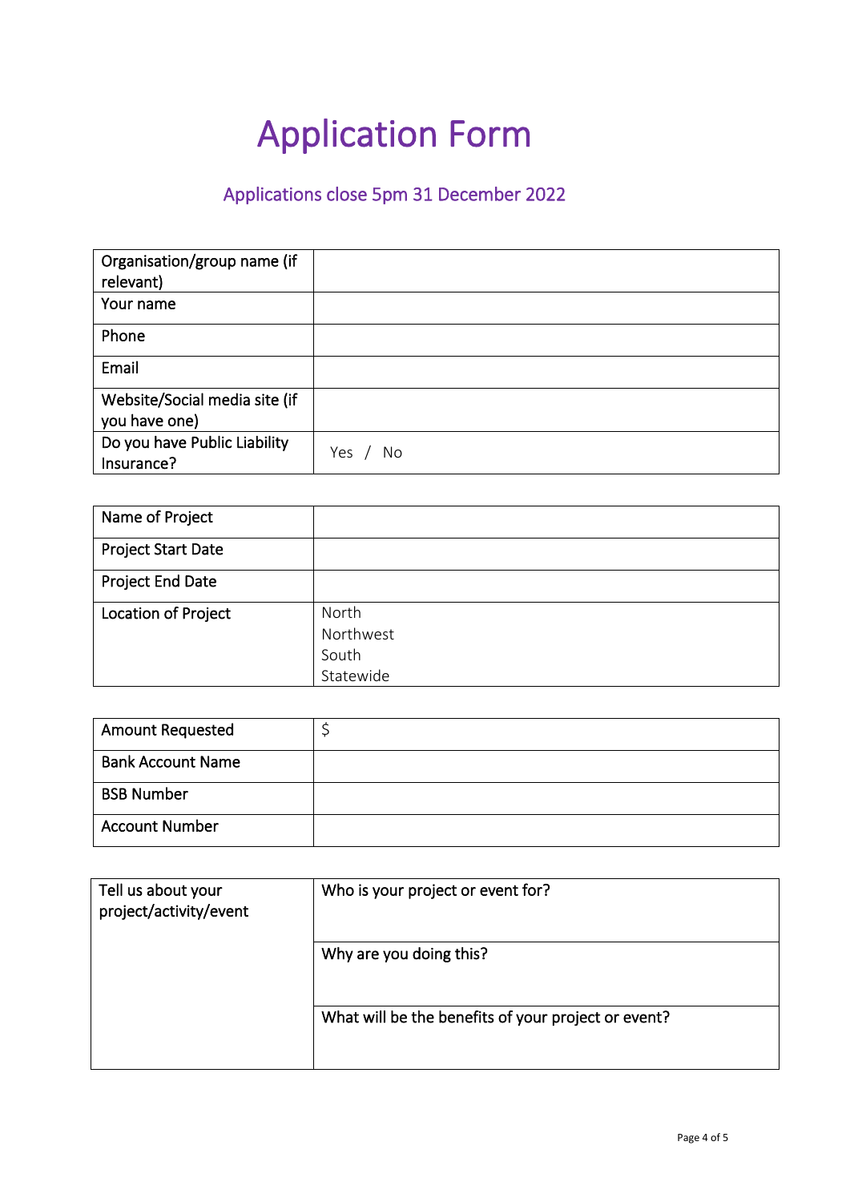# Application Form

## Applications close 5pm 31 December 2022

| | |
|---|---|
| Organisation/group name (if relevant) | |
| Your name | |
| Phone | |
| Email | |
| Website/Social media site (if you have one) | |
| Do you have Public Liability Insurance? | Yes / No |

| | |
|---|---|
| Name of Project | |
| Project Start Date | |
| Project End Date | |
| Location of Project | North<br>Northwest<br>South<br>Statewide |

| | |
|---|---|
| Amount Requested | $ |
| Bank Account Name | |
| BSB Number | |
| Account Number | |

| | |
|---|---|
| Tell us about your project/activity/event | Who is your project or event for? |
| | Why are you doing this? |
| | What will be the benefits of your project or event? |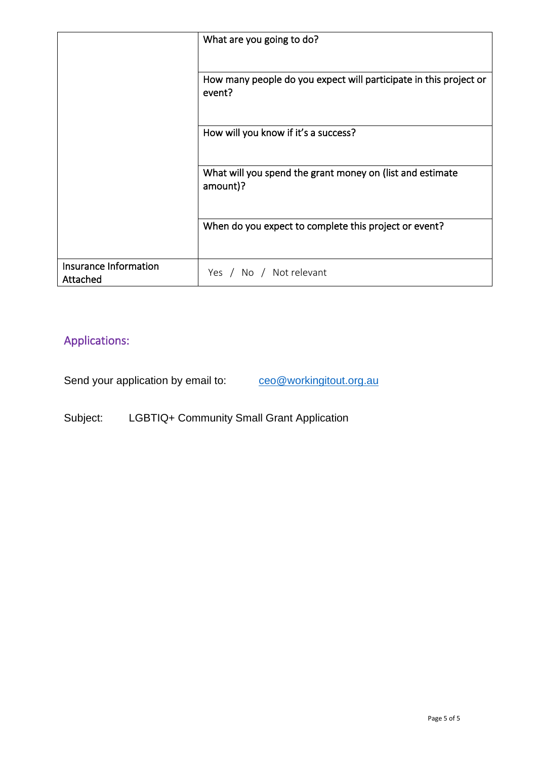| | |
|---|---|
| | What are you going to do? |
| | How many people do you expect will participate in this project or event? |
| | How will you know if it's a success? |
| | What will you spend the grant money on (list and estimate amount)? |
| | When do you expect to complete this project or event? |
| Insurance Information Attached | Yes / No / Not relevant |

## Applications:

Send your application by email to: ceo@workingitout.org.au

Subject: LGBTIQ+ Community Small Grant Application